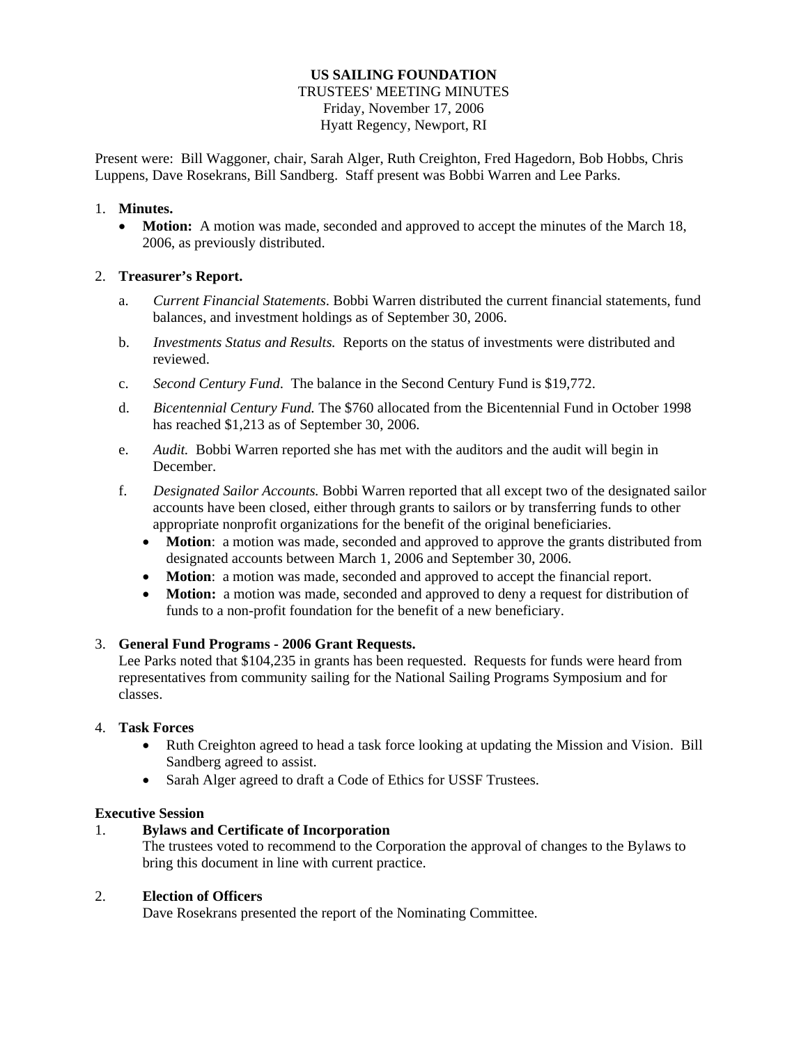**US SAILING FOUNDATION**

TRUSTEES' MEETING MINUTES

Friday, November 17, 2006

Hyatt Regency, Newport, RI

Present were: Bill Waggoner, chair, Sarah Alger, Ruth Creighton, Fred Hagedorn, Bob Hobbs, Chris Luppens, Dave Rosekrans, Bill Sandberg. Staff present was Bobbi Warren and Lee Parks.

1. **Minutes.**
   - **Motion:** A motion was made, seconded and approved to accept the minutes of the March 18, 2006, as previously distributed.

2. **Treasurer's Report.**

   a. *Current Financial Statements*. Bobbi Warren distributed the current financial statements, fund balances, and investment holdings as of September 30, 2006.

   b. *Investments Status and Results.* Reports on the status of investments were distributed and reviewed.

   c. *Second Century Fund*. The balance in the Second Century Fund is $19,772.

   d. *Bicentennial Century Fund.* The $760 allocated from the Bicentennial Fund in October 1998 has reached $1,213 as of September 30, 2006.

   e. *Audit.* Bobbi Warren reported she has met with the auditors and the audit will begin in December.

   f. *Designated Sailor Accounts.* Bobbi Warren reported that all except two of the designated sailor accounts have been closed, either through grants to sailors or by transferring funds to other appropriate nonprofit organizations for the benefit of the original beneficiaries.
      - **Motion**: a motion was made, seconded and approved to approve the grants distributed from designated accounts between March 1, 2006 and September 30, 2006.
      - **Motion**: a motion was made, seconded and approved to accept the financial report.
      - **Motion:** a motion was made, seconded and approved to deny a request for distribution of funds to a non-profit foundation for the benefit of a new beneficiary.

3. **General Fund Programs - 2006 Grant Requests.**
   Lee Parks noted that $104,235 in grants has been requested. Requests for funds were heard from representatives from community sailing for the National Sailing Programs Symposium and for classes.

4. **Task Forces**
   - Ruth Creighton agreed to head a task force looking at updating the Mission and Vision. Bill Sandberg agreed to assist.
   - Sarah Alger agreed to draft a Code of Ethics for USSF Trustees.

**Executive Session**

1. **Bylaws and Certificate of Incorporation**
   The trustees voted to recommend to the Corporation the approval of changes to the Bylaws to bring this document in line with current practice.

2. **Election of Officers**
   Dave Rosekrans presented the report of the Nominating Committee.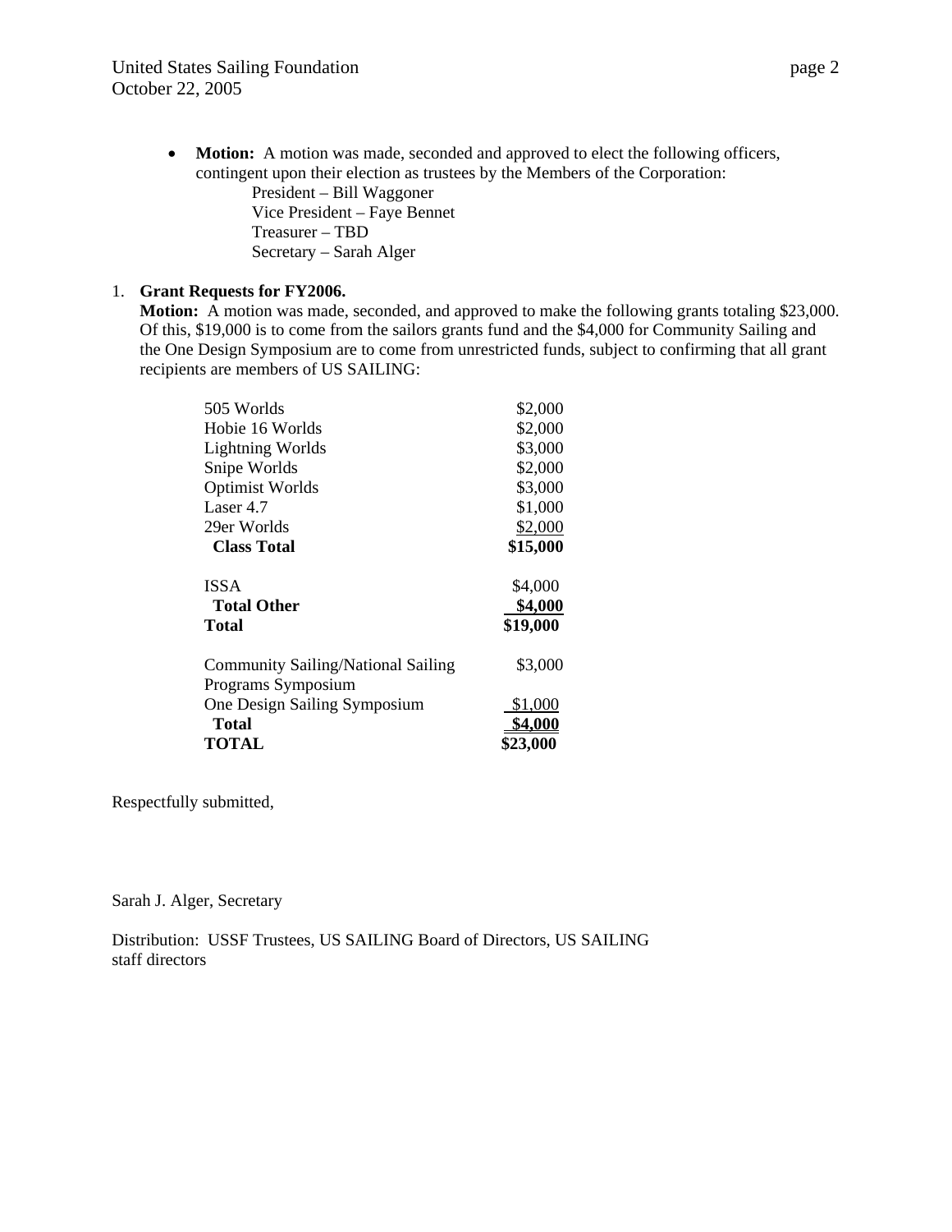- **Motion:** A motion was made, seconded and approved to elect the following officers, contingent upon their election as trustees by the Members of the Corporation:
  - President – Bill Waggoner
  - Vice President – Faye Bennet
  - Treasurer – TBD
  - Secretary – Sarah Alger

1. **Grant Requests for FY2006.**
   **Motion:** A motion was made, seconded, and approved to make the following grants totaling $23,000. Of this, $19,000 is to come from the sailors grants fund and the $4,000 for Community Sailing and the One Design Symposium are to come from unrestricted funds, subject to confirming that all grant recipients are members of US SAILING:

| | |
|---|---|
| 505 Worlds | $2,000 |
| Hobie 16 Worlds | $2,000 |
| Lightning Worlds | $3,000 |
| Snipe Worlds | $2,000 |
| Optimist Worlds | $3,000 |
| Laser 4.7 | $1,000 |
| 29er Worlds | $2,000 |
| **Class Total** | **$15,000** |
| | |
| ISSA | $4,000 |
| **Total Other** | **$4,000** |
| **Total** | **$19,000** |
| | |
| Community Sailing/National Sailing Programs Symposium | $3,000 |
| One Design Sailing Symposium | $1,000 |
| **Total** | **$4,000** |
| **TOTAL** | **$23,000** |

Respectfully submitted,

Sarah J. Alger, Secretary

Distribution: USSF Trustees, US SAILING Board of Directors, US SAILING staff directors